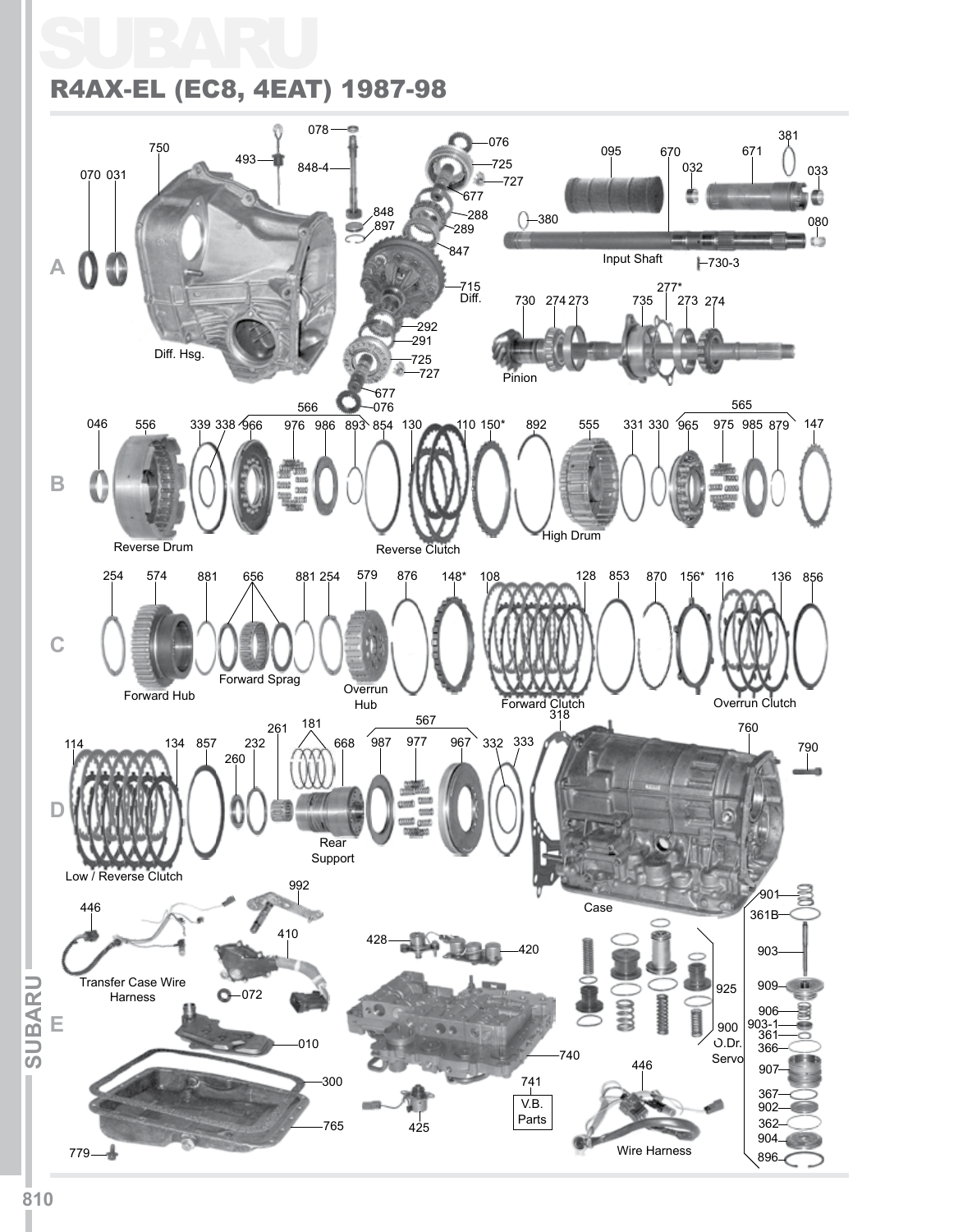# SUBARU

## R4AX-EL (EC8, 4EAT) 1987-98

**A**

070 031 750 493 078 848-4 848 897 076 725 727 677 288 289 847 715 Diff. 292 291 725 727 677 076 095 670 032 671 381 033 380 080 Input Shaft 730-3 730 274 273 735 277* 273 274 Pinion

Diff. Hsg.

**B**

046 556 339 338 566 966 976 986 893 854 130 110 150* 892 555 331 330 565 965 975 985 879 147

Reverse Drum

Reverse Clutch

High Drum

**C**

254 574 881 656 881 254 579 876 148* 108 128 853 870 156* 116 136 856

Forward Hub

Forward Sprag

Overrun Hub

Forward Clutch

Overrun Clutch

**D**

114 134 857 260 232 261 181 668 567 987 977 967 332 333 318 760 790

Low / Reverse Clutch

Rear Support

Case

**E**

446 992 410 072 428 420 010 740 300 765 779 425 741 V.B. Parts 446 925 900 O.Dr. Servo 901 361B 903 909 906 903-1 361 366 907 367 902 362 904 896

Transfer Case Wire Harness

Wire Harness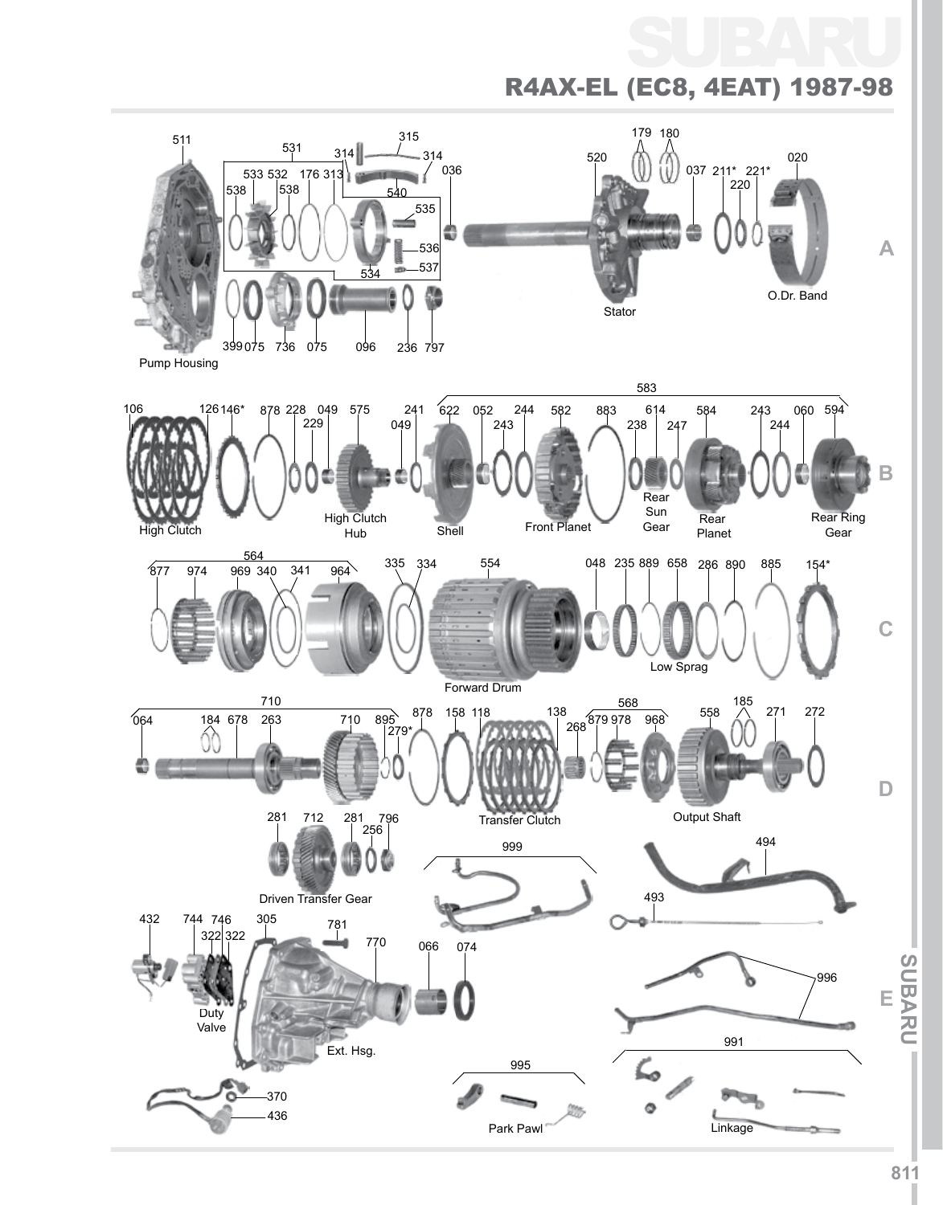# SUBARU

## R4AX-EL (EC8, 4EAT) 1987-98

511
531
315
314
314
533 532 176 313
538
538
540
036
535
536
537
534
399 075 736 075 096 236 797
Pump Housing

179 180
520
037 211* 221*
220
020
Stator
O.Dr. Band

A

583
106
126 146*
878 228 049 575
229
241
049
622 052 244 582 883 614 584 243 060 594
243
238 247
244
High Clutch
High Clutch Hub
Shell
Front Planet
Rear Sun Gear
Rear Planet
Rear Ring Gear

B

564
877 974 969 340 341 964
335 334
554
048 235 889 658 286 890 885 154*
Forward Drum
Low Sprag

C

710
064 184 678 263 710 895
279*
878 158 118
138
268
568
879 978 968
558
185
271 272
Transfer Clutch
Output Shaft

D

281 712 281 796
256
Driven Transfer Gear
999
494
493

432 744 746 305
322 322
781
770
066 074
Duty Valve
Ext. Hsg.
996
991
995
370
436
Park Pawl
Linkage

E

SUBARU